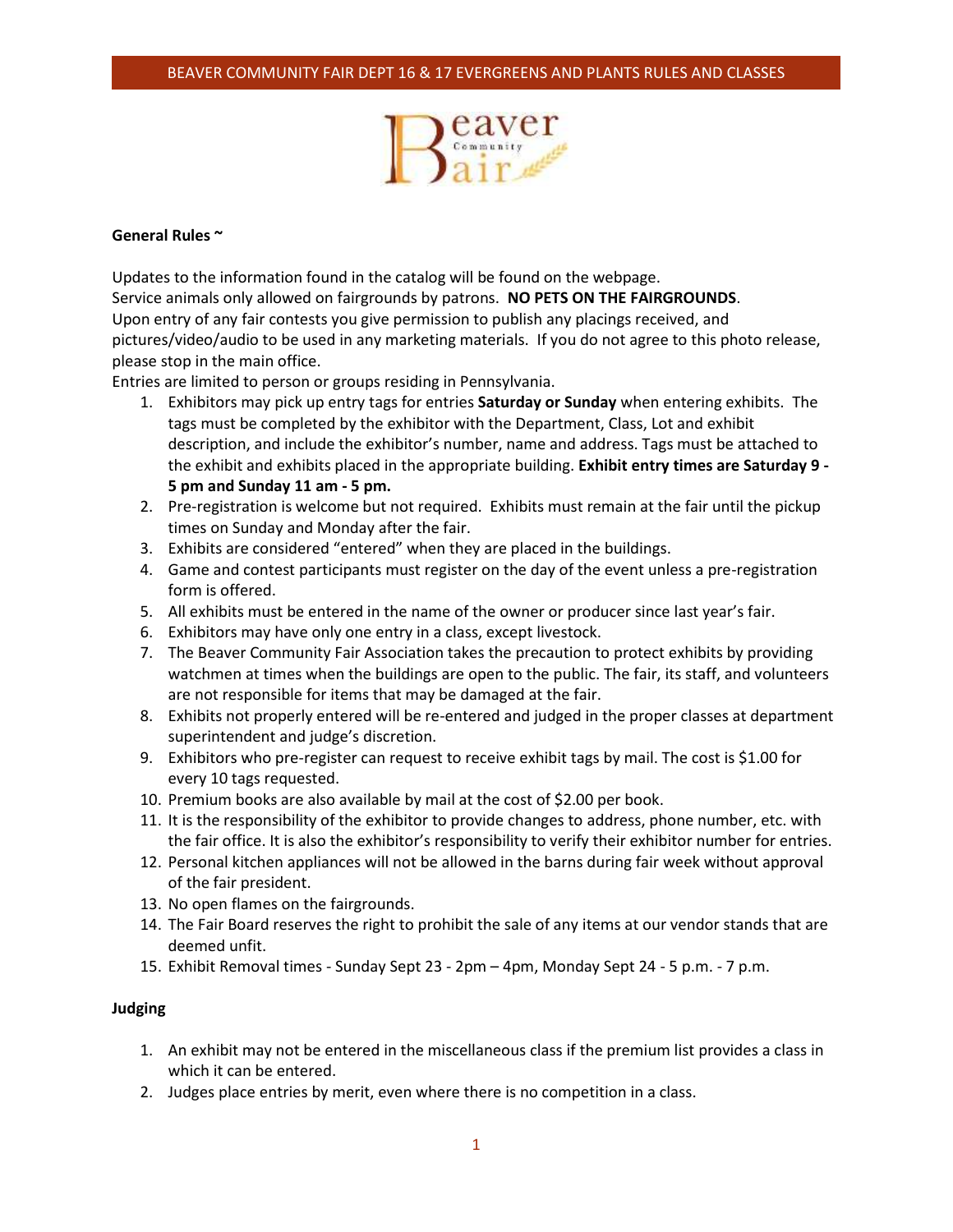# BEAVER COMMUNITY FAIR DEPT 16 & 17 EVERGREENS AND PLANTS RULES AND CLASSES

**General Rules ~**

Updates to the information found in the catalog will be found on the webpage.
Service animals only allowed on fairgrounds by patrons. **NO PETS ON THE FAIRGROUNDS**.
Upon entry of any fair contests you give permission to publish any placings received, and pictures/video/audio to be used in any marketing materials. If you do not agree to this photo release, please stop in the main office.
Entries are limited to person or groups residing in Pennsylvania.

1. Exhibitors may pick up entry tags for entries **Saturday or Sunday** when entering exhibits. The tags must be completed by the exhibitor with the Department, Class, Lot and exhibit description, and include the exhibitor's number, name and address. Tags must be attached to the exhibit and exhibits placed in the appropriate building. **Exhibit entry times are Saturday 9 - 5 pm and Sunday 11 am - 5 pm.**
2. Pre-registration is welcome but not required. Exhibits must remain at the fair until the pickup times on Sunday and Monday after the fair.
3. Exhibits are considered "entered" when they are placed in the buildings.
4. Game and contest participants must register on the day of the event unless a pre-registration form is offered.
5. All exhibits must be entered in the name of the owner or producer since last year's fair.
6. Exhibitors may have only one entry in a class, except livestock.
7. The Beaver Community Fair Association takes the precaution to protect exhibits by providing watchmen at times when the buildings are open to the public. The fair, its staff, and volunteers are not responsible for items that may be damaged at the fair.
8. Exhibits not properly entered will be re-entered and judged in the proper classes at department superintendent and judge's discretion.
9. Exhibitors who pre-register can request to receive exhibit tags by mail. The cost is $1.00 for every 10 tags requested.
10. Premium books are also available by mail at the cost of $2.00 per book.
11. It is the responsibility of the exhibitor to provide changes to address, phone number, etc. with the fair office. It is also the exhibitor's responsibility to verify their exhibitor number for entries.
12. Personal kitchen appliances will not be allowed in the barns during fair week without approval of the fair president.
13. No open flames on the fairgrounds.
14. The Fair Board reserves the right to prohibit the sale of any items at our vendor stands that are deemed unfit.
15. Exhibit Removal times - Sunday Sept 23 - 2pm – 4pm, Monday Sept 24 - 5 p.m. - 7 p.m.

**Judging**

1. An exhibit may not be entered in the miscellaneous class if the premium list provides a class in which it can be entered.
2. Judges place entries by merit, even where there is no competition in a class.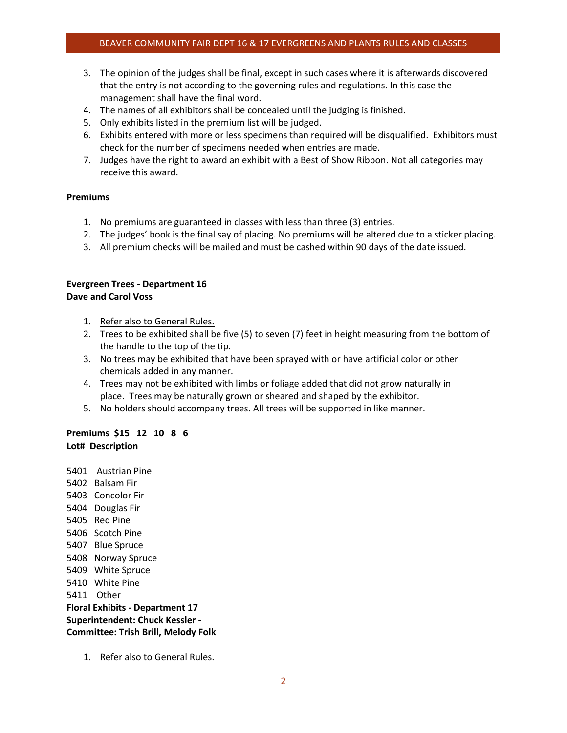3. The opinion of the judges shall be final, except in such cases where it is afterwards discovered that the entry is not according to the governing rules and regulations. In this case the management shall have the final word.
4. The names of all exhibitors shall be concealed until the judging is finished.
5. Only exhibits listed in the premium list will be judged.
6. Exhibits entered with more or less specimens than required will be disqualified. Exhibitors must check for the number of specimens needed when entries are made.
7. Judges have the right to award an exhibit with a Best of Show Ribbon. Not all categories may receive this award.

**Premiums**

1. No premiums are guaranteed in classes with less than three (3) entries.
2. The judges' book is the final say of placing. No premiums will be altered due to a sticker placing.
3. All premium checks will be mailed and must be cashed within 90 days of the date issued.

**Evergreen Trees - Department 16**
**Dave and Carol Voss**

1. Refer also to General Rules.
2. Trees to be exhibited shall be five (5) to seven (7) feet in height measuring from the bottom of the handle to the top of the tip.
3. No trees may be exhibited that have been sprayed with or have artificial color or other chemicals added in any manner.
4. Trees may not be exhibited with limbs or foliage added that did not grow naturally in place. Trees may be naturally grown or sheared and shaped by the exhibitor.
5. No holders should accompany trees. All trees will be supported in like manner.

**Premiums $15 12 10 8 6**
**Lot# Description**

5401 Austrian Pine
5402 Balsam Fir
5403 Concolor Fir
5404 Douglas Fir
5405 Red Pine
5406 Scotch Pine
5407 Blue Spruce
5408 Norway Spruce
5409 White Spruce
5410 White Pine
5411 Other

**Floral Exhibits - Department 17**
**Superintendent: Chuck Kessler -**
**Committee: Trish Brill, Melody Folk**

1. Refer also to General Rules.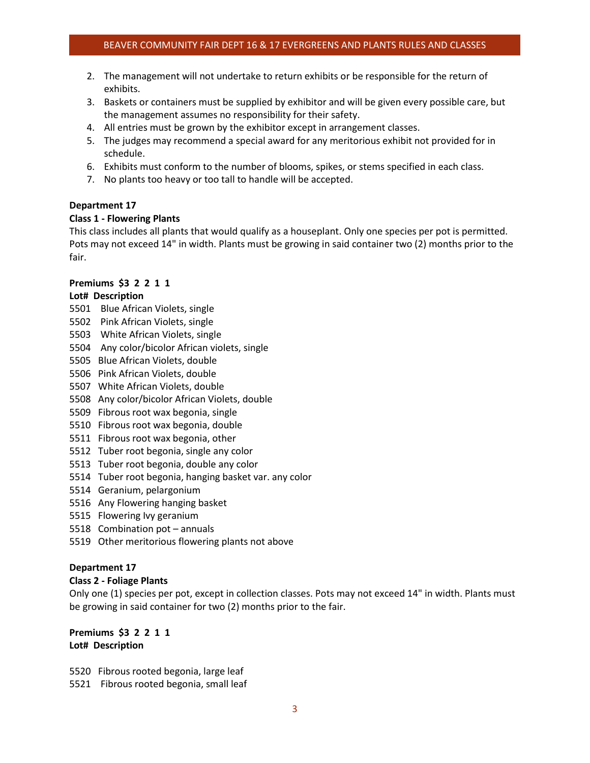2. The management will not undertake to return exhibits or be responsible for the return of exhibits.
3. Baskets or containers must be supplied by exhibitor and will be given every possible care, but the management assumes no responsibility for their safety.
4. All entries must be grown by the exhibitor except in arrangement classes.
5. The judges may recommend a special award for any meritorious exhibit not provided for in schedule.
6. Exhibits must conform to the number of blooms, spikes, or stems specified in each class.
7. No plants too heavy or too tall to handle will be accepted.

**Department 17**

**Class 1 - Flowering Plants**

This class includes all plants that would qualify as a houseplant. Only one species per pot is permitted. Pots may not exceed 14" in width. Plants must be growing in said container two (2) months prior to the fair.

**Premiums $3 2 2 1 1**

**Lot# Description**

5501 Blue African Violets, single
5502 Pink African Violets, single
5503 White African Violets, single
5504 Any color/bicolor African violets, single
5505 Blue African Violets, double
5506 Pink African Violets, double
5507 White African Violets, double
5508 Any color/bicolor African Violets, double
5509 Fibrous root wax begonia, single
5510 Fibrous root wax begonia, double
5511 Fibrous root wax begonia, other
5512 Tuber root begonia, single any color
5513 Tuber root begonia, double any color
5514 Tuber root begonia, hanging basket var. any color
5514 Geranium, pelargonium
5516 Any Flowering hanging basket
5515 Flowering Ivy geranium
5518 Combination pot – annuals
5519 Other meritorious flowering plants not above

**Department 17**

**Class 2 - Foliage Plants**

Only one (1) species per pot, except in collection classes. Pots may not exceed 14" in width. Plants must be growing in said container for two (2) months prior to the fair.

**Premiums $3 2 2 1 1**

**Lot# Description**

5520 Fibrous rooted begonia, large leaf
5521 Fibrous rooted begonia, small leaf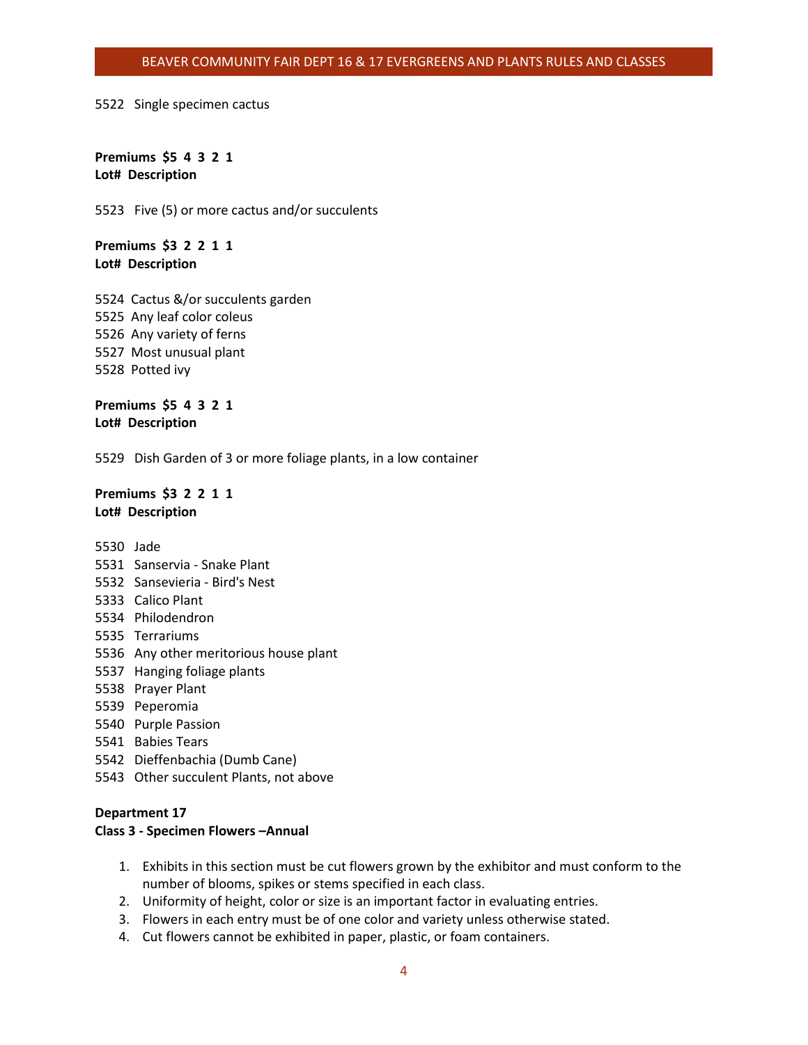5522 Single specimen cactus

**Premiums $5 4 3 2 1**
**Lot# Description**

5523 Five (5) or more cactus and/or succulents

**Premiums $3 2 2 1 1**
**Lot# Description**

5524 Cactus &/or succulents garden
5525 Any leaf color coleus
5526 Any variety of ferns
5527 Most unusual plant
5528 Potted ivy

**Premiums $5 4 3 2 1**
**Lot# Description**

5529 Dish Garden of 3 or more foliage plants, in a low container

**Premiums $3 2 2 1 1**
**Lot# Description**

5530 Jade
5531 Sanservia - Snake Plant
5532 Sansevieria - Bird's Nest
5333 Calico Plant
5534 Philodendron
5535 Terrariums
5536 Any other meritorious house plant
5537 Hanging foliage plants
5538 Prayer Plant
5539 Peperomia
5540 Purple Passion
5541 Babies Tears
5542 Dieffenbachia (Dumb Cane)
5543 Other succulent Plants, not above

**Department 17**
**Class 3 - Specimen Flowers –Annual**

1. Exhibits in this section must be cut flowers grown by the exhibitor and must conform to the number of blooms, spikes or stems specified in each class.
2. Uniformity of height, color or size is an important factor in evaluating entries.
3. Flowers in each entry must be of one color and variety unless otherwise stated.
4. Cut flowers cannot be exhibited in paper, plastic, or foam containers.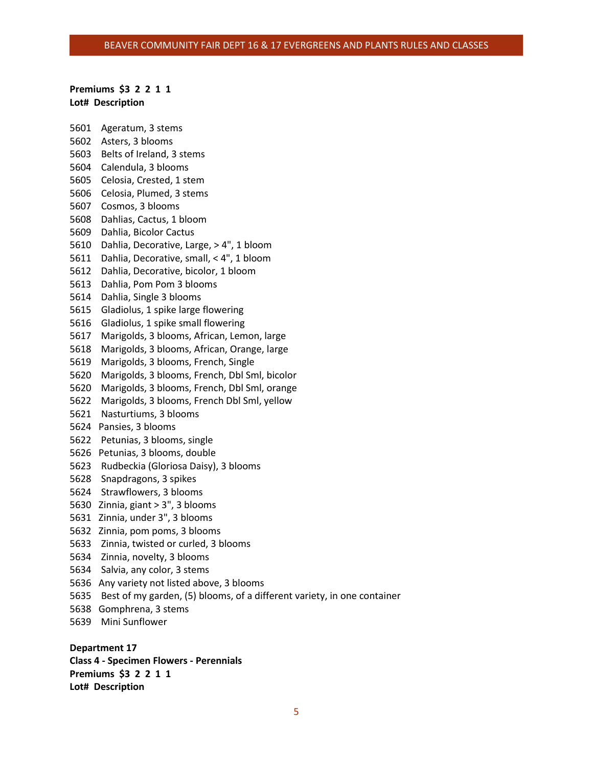**Premiums $3 2 2 1 1**
**Lot# Description**

5601 Ageratum, 3 stems
5602 Asters, 3 blooms
5603 Belts of Ireland, 3 stems
5604 Calendula, 3 blooms
5605 Celosia, Crested, 1 stem
5606 Celosia, Plumed, 3 stems
5607 Cosmos, 3 blooms
5608 Dahlias, Cactus, 1 bloom
5609 Dahlia, Bicolor Cactus
5610 Dahlia, Decorative, Large, > 4", 1 bloom
5611 Dahlia, Decorative, small, < 4", 1 bloom
5612 Dahlia, Decorative, bicolor, 1 bloom
5613 Dahlia, Pom Pom 3 blooms
5614 Dahlia, Single 3 blooms
5615 Gladiolus, 1 spike large flowering
5616 Gladiolus, 1 spike small flowering
5617 Marigolds, 3 blooms, African, Lemon, large
5618 Marigolds, 3 blooms, African, Orange, large
5619 Marigolds, 3 blooms, French, Single
5620 Marigolds, 3 blooms, French, Dbl Sml, bicolor
5620 Marigolds, 3 blooms, French, Dbl Sml, orange
5622 Marigolds, 3 blooms, French Dbl Sml, yellow
5621 Nasturtiums, 3 blooms
5624 Pansies, 3 blooms
5622 Petunias, 3 blooms, single
5626 Petunias, 3 blooms, double
5623 Rudbeckia (Gloriosa Daisy), 3 blooms
5628 Snapdragons, 3 spikes
5624 Strawflowers, 3 blooms
5630 Zinnia, giant > 3", 3 blooms
5631 Zinnia, under 3", 3 blooms
5632 Zinnia, pom poms, 3 blooms
5633 Zinnia, twisted or curled, 3 blooms
5634 Zinnia, novelty, 3 blooms
5634 Salvia, any color, 3 stems
5636 Any variety not listed above, 3 blooms
5635 Best of my garden, (5) blooms, of a different variety, in one container
5638 Gomphrena, 3 stems
5639 Mini Sunflower

**Department 17**
**Class 4 - Specimen Flowers - Perennials**
**Premiums $3 2 2 1 1**
**Lot# Description**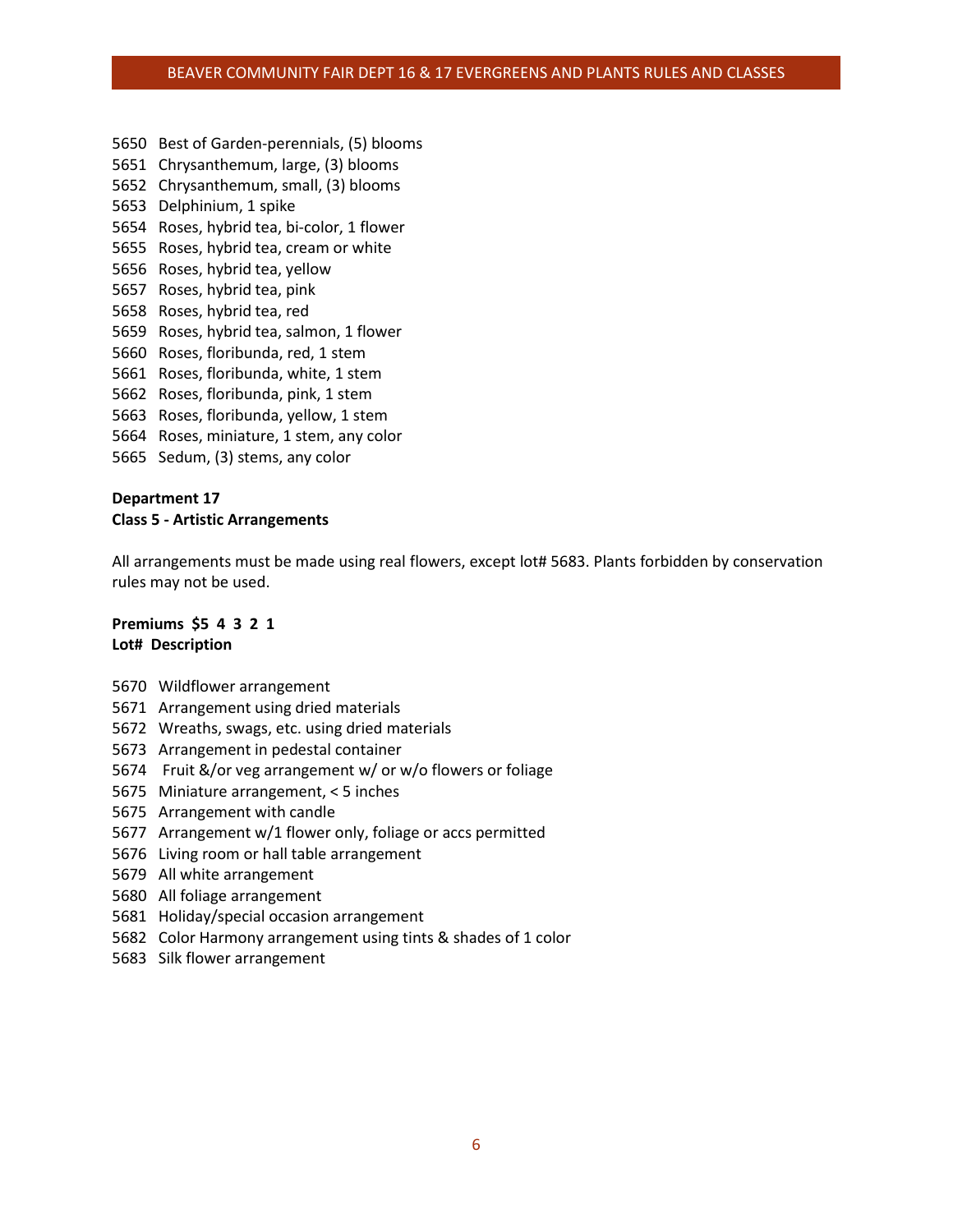5650 Best of Garden-perennials, (5) blooms
5651 Chrysanthemum, large, (3) blooms
5652 Chrysanthemum, small, (3) blooms
5653 Delphinium, 1 spike
5654 Roses, hybrid tea, bi-color, 1 flower
5655 Roses, hybrid tea, cream or white
5656 Roses, hybrid tea, yellow
5657 Roses, hybrid tea, pink
5658 Roses, hybrid tea, red
5659 Roses, hybrid tea, salmon, 1 flower
5660 Roses, floribunda, red, 1 stem
5661 Roses, floribunda, white, 1 stem
5662 Roses, floribunda, pink, 1 stem
5663 Roses, floribunda, yellow, 1 stem
5664 Roses, miniature, 1 stem, any color
5665 Sedum, (3) stems, any color

**Department 17**
**Class 5 - Artistic Arrangements**

All arrangements must be made using real flowers, except lot# 5683. Plants forbidden by conservation rules may not be used.

**Premiums $5 4 3 2 1**
**Lot# Description**

5670 Wildflower arrangement
5671 Arrangement using dried materials
5672 Wreaths, swags, etc. using dried materials
5673 Arrangement in pedestal container
5674 Fruit &/or veg arrangement w/ or w/o flowers or foliage
5675 Miniature arrangement, < 5 inches
5675 Arrangement with candle
5677 Arrangement w/1 flower only, foliage or accs permitted
5676 Living room or hall table arrangement
5679 All white arrangement
5680 All foliage arrangement
5681 Holiday/special occasion arrangement
5682 Color Harmony arrangement using tints & shades of 1 color
5683 Silk flower arrangement